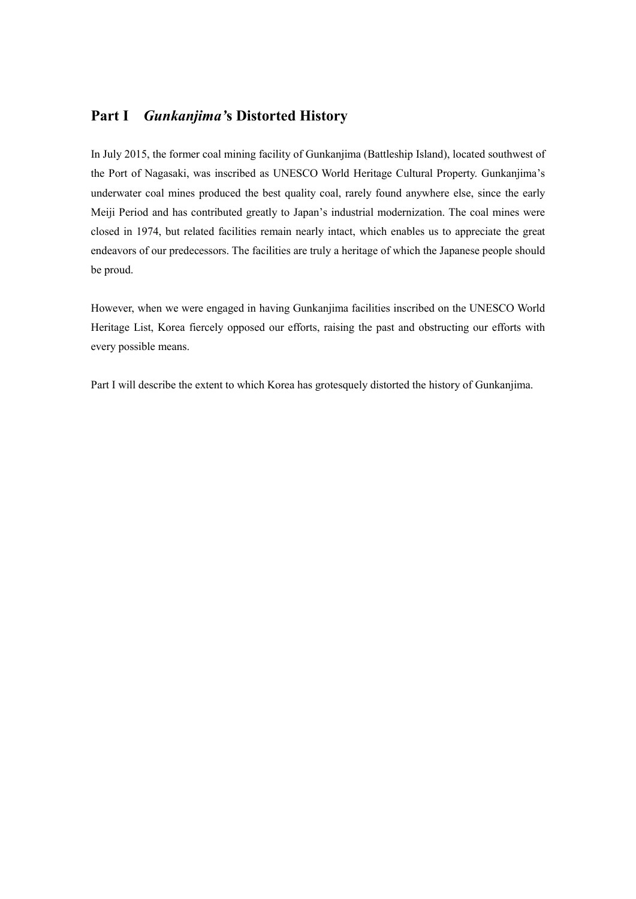# Part I *Gunkanjima's* Distorted History

In July 2015, the former coal mining facility of Gunkanjima (Battleship Island), located southwest of the Port of Nagasaki, was inscribed as UNESCO World Heritage Cultural Property. Gunkanjima's underwater coal mines produced the best quality coal, rarely found anywhere else, since the early Meiji Period and has contributed greatly to Japan's industrial modernization. The coal mines were closed in 1974, but related facilities remain nearly intact, which enables us to appreciate the great endeavors of our predecessors. The facilities are truly a heritage of which the Japanese people should be proud.

However, when we were engaged in having Gunkanjima facilities inscribed on the UNESCO World Heritage List, Korea fiercely opposed our efforts, raising the past and obstructing our efforts with every possible means.

Part I will describe the extent to which Korea has grotesquely distorted the history of Gunkanjima.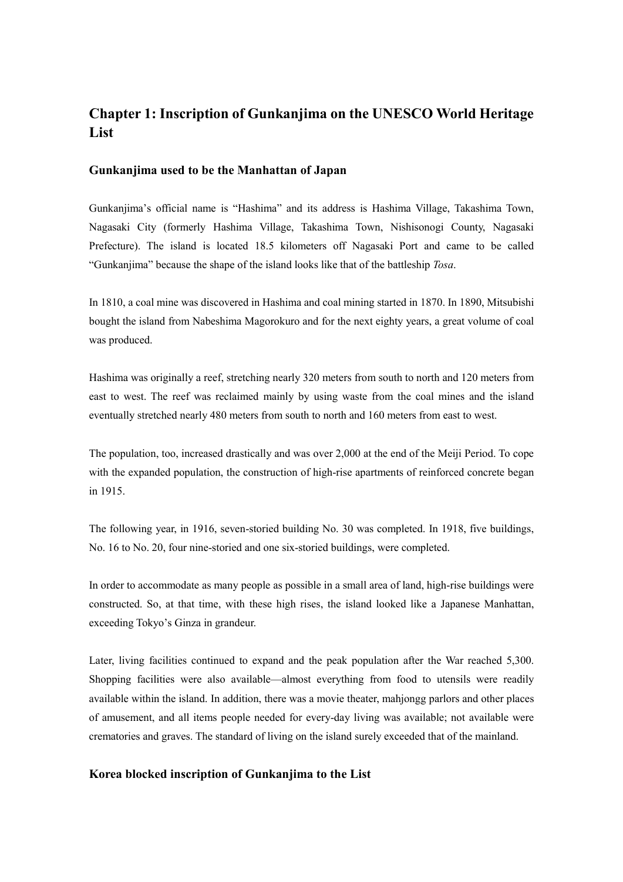## Chapter 1: Inscription of Gunkanjima on the UNESCO World Heritage List

### Gunkanjima used to be the Manhattan of Japan

Gunkanjima's official name is "Hashima" and its address is Hashima Village, Takashima Town, Nagasaki City (formerly Hashima Village, Takashima Town, Nishisonogi County, Nagasaki Prefecture). The island is located 18.5 kilometers off Nagasaki Port and came to be called "Gunkanjima" because the shape of the island looks like that of the battleship *Tosa*.

In 1810, a coal mine was discovered in Hashima and coal mining started in 1870. In 1890, Mitsubishi bought the island from Nabeshima Magorokuro and for the next eighty years, a great volume of coal was produced.

Hashima was originally a reef, stretching nearly 320 meters from south to north and 120 meters from east to west. The reef was reclaimed mainly by using waste from the coal mines and the island eventually stretched nearly 480 meters from south to north and 160 meters from east to west.

The population, too, increased drastically and was over 2,000 at the end of the Meiji Period. To cope with the expanded population, the construction of high-rise apartments of reinforced concrete began in 1915.

The following year, in 1916, seven-storied building No. 30 was completed. In 1918, five buildings, No. 16 to No. 20, four nine-storied and one six-storied buildings, were completed.

In order to accommodate as many people as possible in a small area of land, high-rise buildings were constructed. So, at that time, with these high rises, the island looked like a Japanese Manhattan, exceeding Tokyo's Ginza in grandeur.

Later, living facilities continued to expand and the peak population after the War reached 5,300. Shopping facilities were also available—almost everything from food to utensils were readily available within the island. In addition, there was a movie theater, mahjongg parlors and other places of amusement, and all items people needed for every-day living was available; not available were crematories and graves. The standard of living on the island surely exceeded that of the mainland.

### Korea blocked inscription of Gunkanjima to the List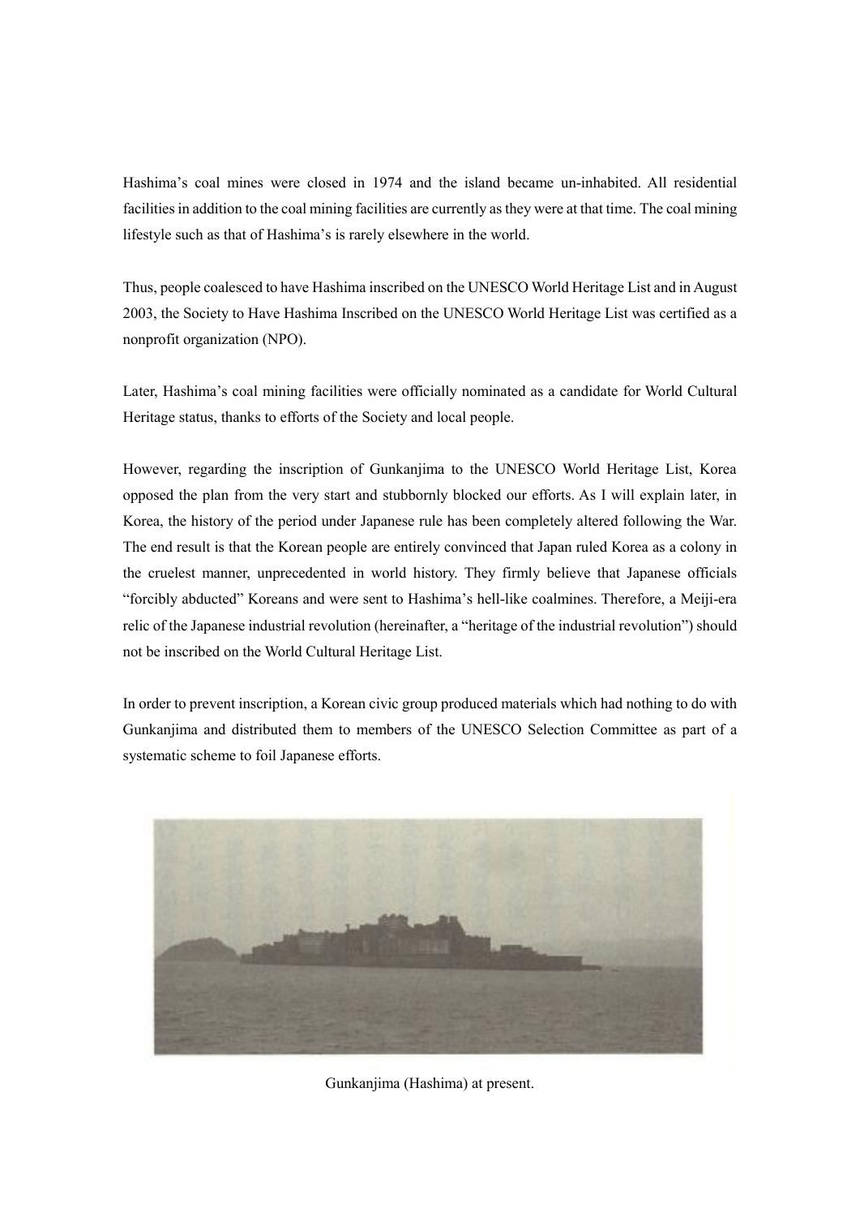Hashima's coal mines were closed in 1974 and the island became un-inhabited. All residential facilities in addition to the coal mining facilities are currently as they were at that time. The coal mining lifestyle such as that of Hashima's is rarely elsewhere in the world.

Thus, people coalesced to have Hashima inscribed on the UNESCO World Heritage List and in August 2003, the Society to Have Hashima Inscribed on the UNESCO World Heritage List was certified as a nonprofit organization (NPO).

Later, Hashima's coal mining facilities were officially nominated as a candidate for World Cultural Heritage status, thanks to efforts of the Society and local people.

However, regarding the inscription of Gunkanjima to the UNESCO World Heritage List, Korea opposed the plan from the very start and stubbornly blocked our efforts. As I will explain later, in Korea, the history of the period under Japanese rule has been completely altered following the War. The end result is that the Korean people are entirely convinced that Japan ruled Korea as a colony in the cruelest manner, unprecedented in world history. They firmly believe that Japanese officials "forcibly abducted" Koreans and were sent to Hashima's hell-like coalmines. Therefore, a Meiji-era relic of the Japanese industrial revolution (hereinafter, a "heritage of the industrial revolution") should not be inscribed on the World Cultural Heritage List.

In order to prevent inscription, a Korean civic group produced materials which had nothing to do with Gunkanjima and distributed them to members of the UNESCO Selection Committee as part of a systematic scheme to foil Japanese efforts.

Gunkanjima (Hashima) at present.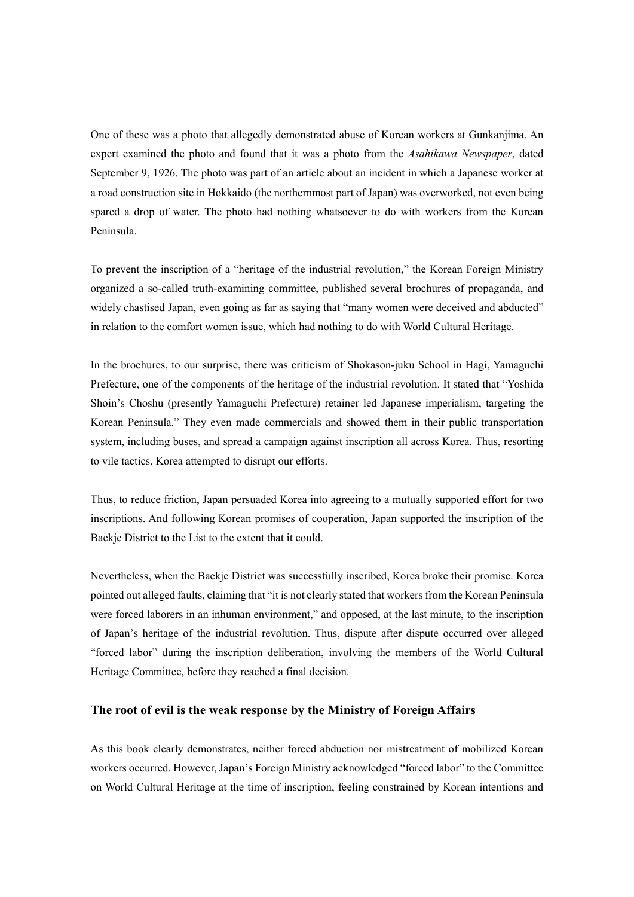One of these was a photo that allegedly demonstrated abuse of Korean workers at Gunkanjima. An expert examined the photo and found that it was a photo from the *Asahikawa Newspaper*, dated September 9, 1926. The photo was part of an article about an incident in which a Japanese worker at a road construction site in Hokkaido (the northernmost part of Japan) was overworked, not even being spared a drop of water. The photo had nothing whatsoever to do with workers from the Korean Peninsula.

To prevent the inscription of a "heritage of the industrial revolution," the Korean Foreign Ministry organized a so-called truth-examining committee, published several brochures of propaganda, and widely chastised Japan, even going as far as saying that "many women were deceived and abducted" in relation to the comfort women issue, which had nothing to do with World Cultural Heritage.

In the brochures, to our surprise, there was criticism of Shokason-juku School in Hagi, Yamaguchi Prefecture, one of the components of the heritage of the industrial revolution. It stated that "Yoshida Shoin's Choshu (presently Yamaguchi Prefecture) retainer led Japanese imperialism, targeting the Korean Peninsula." They even made commercials and showed them in their public transportation system, including buses, and spread a campaign against inscription all across Korea. Thus, resorting to vile tactics, Korea attempted to disrupt our efforts.

Thus, to reduce friction, Japan persuaded Korea into agreeing to a mutually supported effort for two inscriptions. And following Korean promises of cooperation, Japan supported the inscription of the Baekje District to the List to the extent that it could.

Nevertheless, when the Baekje District was successfully inscribed, Korea broke their promise. Korea pointed out alleged faults, claiming that "it is not clearly stated that workers from the Korean Peninsula were forced laborers in an inhuman environment," and opposed, at the last minute, to the inscription of Japan's heritage of the industrial revolution. Thus, dispute after dispute occurred over alleged "forced labor" during the inscription deliberation, involving the members of the World Cultural Heritage Committee, before they reached a final decision.

### The root of evil is the weak response by the Ministry of Foreign Affairs

As this book clearly demonstrates, neither forced abduction nor mistreatment of mobilized Korean workers occurred. However, Japan's Foreign Ministry acknowledged "forced labor" to the Committee on World Cultural Heritage at the time of inscription, feeling constrained by Korean intentions and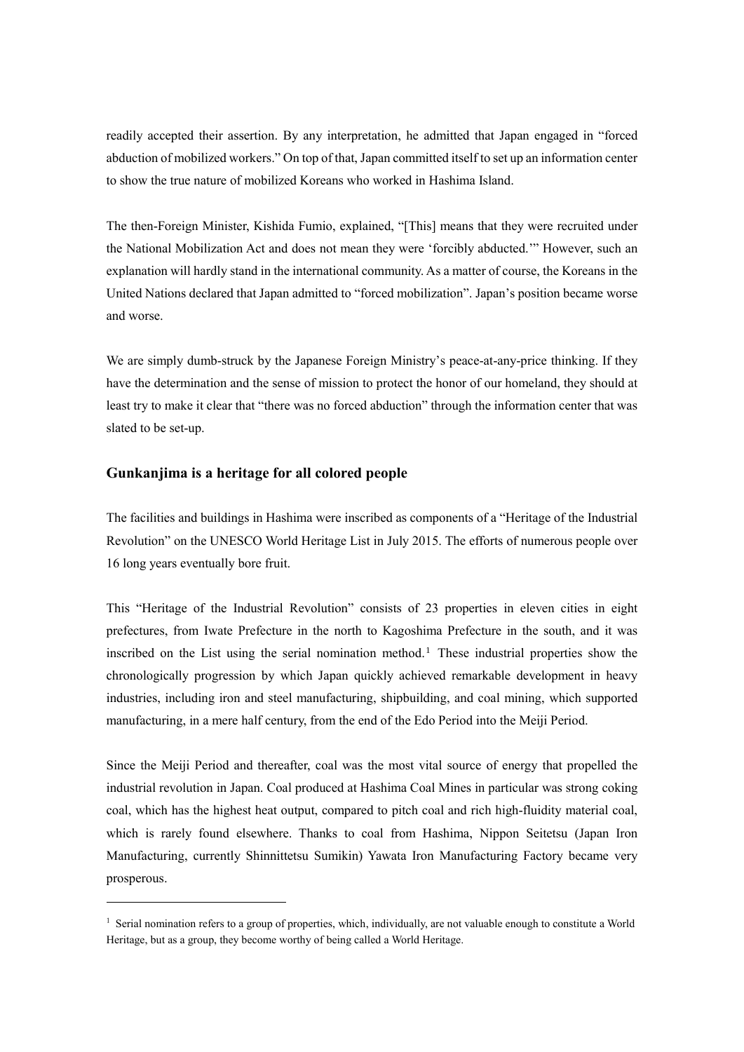readily accepted their assertion. By any interpretation, he admitted that Japan engaged in "forced abduction of mobilized workers." On top of that, Japan committed itself to set up an information center to show the true nature of mobilized Koreans who worked in Hashima Island.

The then-Foreign Minister, Kishida Fumio, explained, "[This] means that they were recruited under the National Mobilization Act and does not mean they were 'forcibly abducted.'" However, such an explanation will hardly stand in the international community. As a matter of course, the Koreans in the United Nations declared that Japan admitted to "forced mobilization". Japan's position became worse and worse.

We are simply dumb-struck by the Japanese Foreign Ministry's peace-at-any-price thinking. If they have the determination and the sense of mission to protect the honor of our homeland, they should at least try to make it clear that "there was no forced abduction" through the information center that was slated to be set-up.

## Gunkanjima is a heritage for all colored people

The facilities and buildings in Hashima were inscribed as components of a "Heritage of the Industrial Revolution" on the UNESCO World Heritage List in July 2015. The efforts of numerous people over 16 long years eventually bore fruit.

This "Heritage of the Industrial Revolution" consists of 23 properties in eleven cities in eight prefectures, from Iwate Prefecture in the north to Kagoshima Prefecture in the south, and it was inscribed on the List using the serial nomination method.[1] These industrial properties show the chronologically progression by which Japan quickly achieved remarkable development in heavy industries, including iron and steel manufacturing, shipbuilding, and coal mining, which supported manufacturing, in a mere half century, from the end of the Edo Period into the Meiji Period.

Since the Meiji Period and thereafter, coal was the most vital source of energy that propelled the industrial revolution in Japan. Coal produced at Hashima Coal Mines in particular was strong coking coal, which has the highest heat output, compared to pitch coal and rich high-fluidity material coal, which is rarely found elsewhere. Thanks to coal from Hashima, Nippon Seitetsu (Japan Iron Manufacturing, currently Shinnittetsu Sumikin) Yawata Iron Manufacturing Factory became very prosperous.

[1] Serial nomination refers to a group of properties, which, individually, are not valuable enough to constitute a World Heritage, but as a group, they become worthy of being called a World Heritage.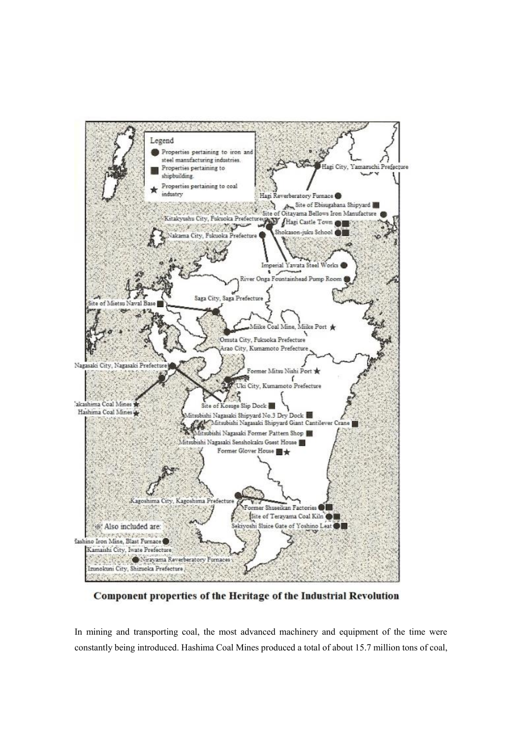**Component properties of the Heritage of the Industrial Revolution**

In mining and transporting coal, the most advanced machinery and equipment of the time were constantly being introduced. Hashima Coal Mines produced a total of about 15.7 million tons of coal,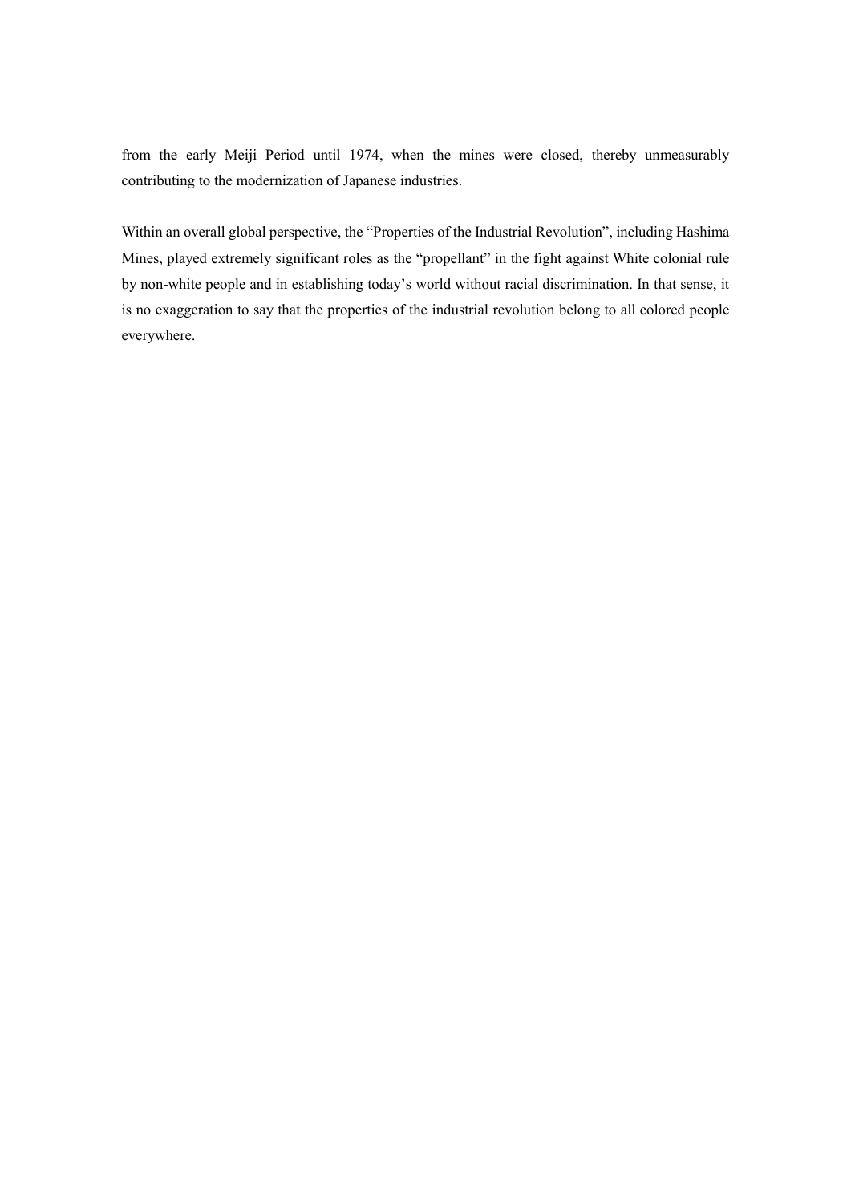from the early Meiji Period until 1974, when the mines were closed, thereby unmeasurably contributing to the modernization of Japanese industries.

Within an overall global perspective, the "Properties of the Industrial Revolution", including Hashima Mines, played extremely significant roles as the "propellant" in the fight against White colonial rule by non-white people and in establishing today's world without racial discrimination. In that sense, it is no exaggeration to say that the properties of the industrial revolution belong to all colored people everywhere.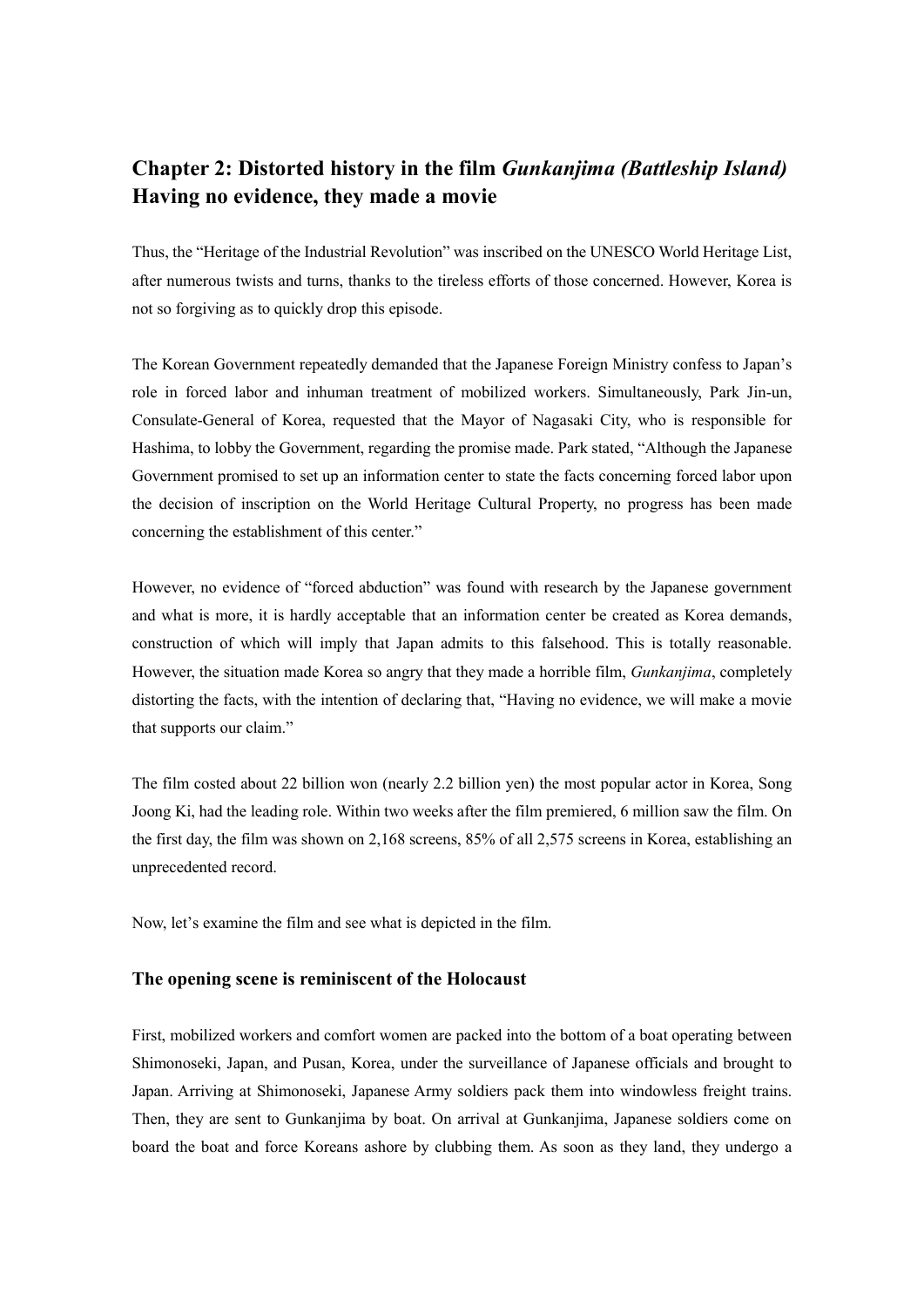## Chapter 2: Distorted history in the film *Gunkanjima (Battleship Island)* Having no evidence, they made a movie

Thus, the "Heritage of the Industrial Revolution" was inscribed on the UNESCO World Heritage List, after numerous twists and turns, thanks to the tireless efforts of those concerned. However, Korea is not so forgiving as to quickly drop this episode.

The Korean Government repeatedly demanded that the Japanese Foreign Ministry confess to Japan's role in forced labor and inhuman treatment of mobilized workers. Simultaneously, Park Jin-un, Consulate-General of Korea, requested that the Mayor of Nagasaki City, who is responsible for Hashima, to lobby the Government, regarding the promise made. Park stated, "Although the Japanese Government promised to set up an information center to state the facts concerning forced labor upon the decision of inscription on the World Heritage Cultural Property, no progress has been made concerning the establishment of this center."

However, no evidence of "forced abduction" was found with research by the Japanese government and what is more, it is hardly acceptable that an information center be created as Korea demands, construction of which will imply that Japan admits to this falsehood. This is totally reasonable. However, the situation made Korea so angry that they made a horrible film, *Gunkanjima*, completely distorting the facts, with the intention of declaring that, "Having no evidence, we will make a movie that supports our claim."

The film costed about 22 billion won (nearly 2.2 billion yen) the most popular actor in Korea, Song Joong Ki, had the leading role. Within two weeks after the film premiered, 6 million saw the film. On the first day, the film was shown on 2,168 screens, 85% of all 2,575 screens in Korea, establishing an unprecedented record.

Now, let's examine the film and see what is depicted in the film.

### The opening scene is reminiscent of the Holocaust

First, mobilized workers and comfort women are packed into the bottom of a boat operating between Shimonoseki, Japan, and Pusan, Korea, under the surveillance of Japanese officials and brought to Japan. Arriving at Shimonoseki, Japanese Army soldiers pack them into windowless freight trains. Then, they are sent to Gunkanjima by boat. On arrival at Gunkanjima, Japanese soldiers come on board the boat and force Koreans ashore by clubbing them. As soon as they land, they undergo a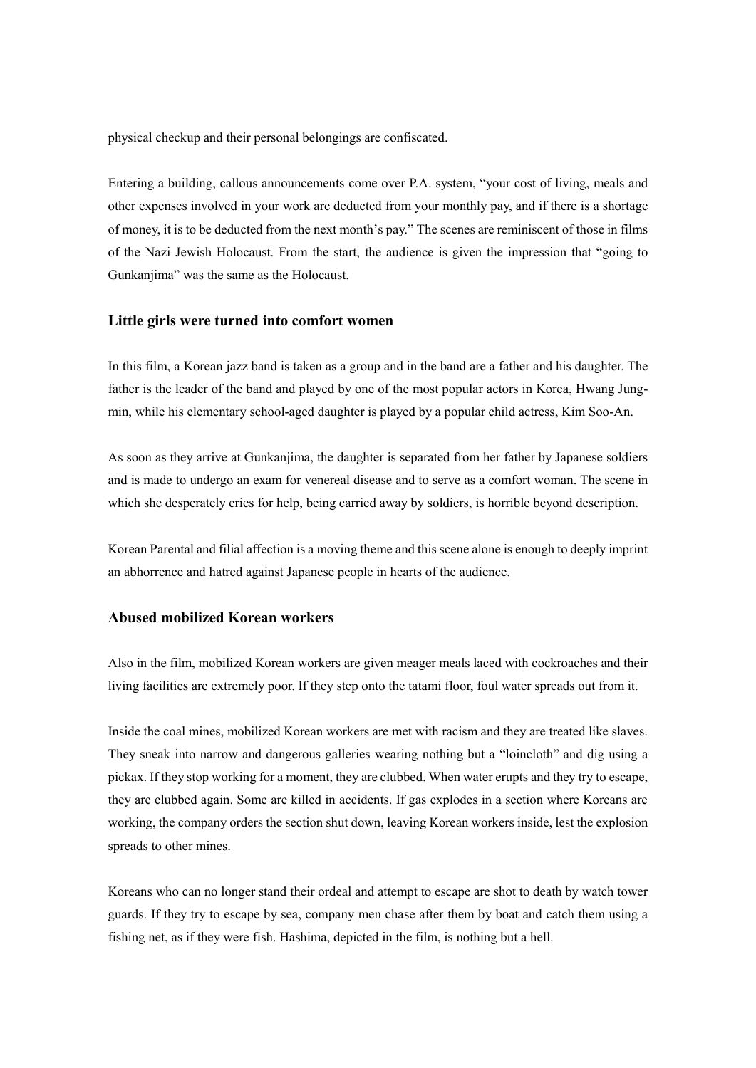physical checkup and their personal belongings are confiscated.

Entering a building, callous announcements come over P.A. system, “your cost of living, meals and other expenses involved in your work are deducted from your monthly pay, and if there is a shortage of money, it is to be deducted from the next month’s pay.” The scenes are reminiscent of those in films of the Nazi Jewish Holocaust. From the start, the audience is given the impression that “going to Gunkanjima” was the same as the Holocaust.

### Little girls were turned into comfort women

In this film, a Korean jazz band is taken as a group and in the band are a father and his daughter. The father is the leader of the band and played by one of the most popular actors in Korea, Hwang Jung-min, while his elementary school-aged daughter is played by a popular child actress, Kim Soo-An.

As soon as they arrive at Gunkanjima, the daughter is separated from her father by Japanese soldiers and is made to undergo an exam for venereal disease and to serve as a comfort woman. The scene in which she desperately cries for help, being carried away by soldiers, is horrible beyond description.

Korean Parental and filial affection is a moving theme and this scene alone is enough to deeply imprint an abhorrence and hatred against Japanese people in hearts of the audience.

### Abused mobilized Korean workers

Also in the film, mobilized Korean workers are given meager meals laced with cockroaches and their living facilities are extremely poor. If they step onto the tatami floor, foul water spreads out from it.

Inside the coal mines, mobilized Korean workers are met with racism and they are treated like slaves. They sneak into narrow and dangerous galleries wearing nothing but a “loincloth” and dig using a pickax. If they stop working for a moment, they are clubbed. When water erupts and they try to escape, they are clubbed again. Some are killed in accidents. If gas explodes in a section where Koreans are working, the company orders the section shut down, leaving Korean workers inside, lest the explosion spreads to other mines.

Koreans who can no longer stand their ordeal and attempt to escape are shot to death by watch tower guards. If they try to escape by sea, company men chase after them by boat and catch them using a fishing net, as if they were fish. Hashima, depicted in the film, is nothing but a hell.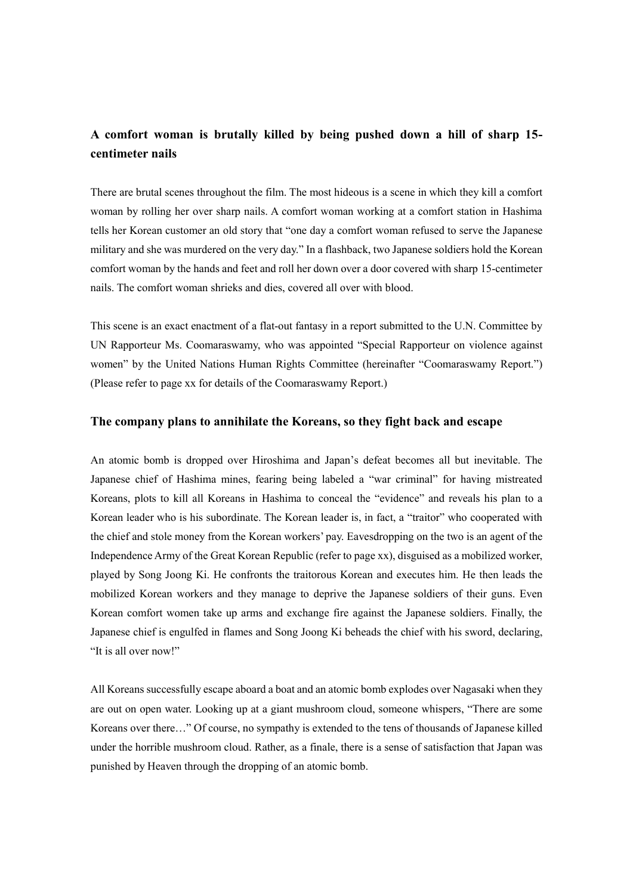### A comfort woman is brutally killed by being pushed down a hill of sharp 15-centimeter nails

There are brutal scenes throughout the film. The most hideous is a scene in which they kill a comfort woman by rolling her over sharp nails. A comfort woman working at a comfort station in Hashima tells her Korean customer an old story that "one day a comfort woman refused to serve the Japanese military and she was murdered on the very day." In a flashback, two Japanese soldiers hold the Korean comfort woman by the hands and feet and roll her down over a door covered with sharp 15-centimeter nails. The comfort woman shrieks and dies, covered all over with blood.

This scene is an exact enactment of a flat-out fantasy in a report submitted to the U.N. Committee by UN Rapporteur Ms. Coomaraswamy, who was appointed "Special Rapporteur on violence against women" by the United Nations Human Rights Committee (hereinafter "Coomaraswamy Report.") (Please refer to page xx for details of the Coomaraswamy Report.)

### The company plans to annihilate the Koreans, so they fight back and escape

An atomic bomb is dropped over Hiroshima and Japan's defeat becomes all but inevitable. The Japanese chief of Hashima mines, fearing being labeled a "war criminal" for having mistreated Koreans, plots to kill all Koreans in Hashima to conceal the "evidence" and reveals his plan to a Korean leader who is his subordinate. The Korean leader is, in fact, a "traitor" who cooperated with the chief and stole money from the Korean workers' pay. Eavesdropping on the two is an agent of the Independence Army of the Great Korean Republic (refer to page xx), disguised as a mobilized worker, played by Song Joong Ki. He confronts the traitorous Korean and executes him. He then leads the mobilized Korean workers and they manage to deprive the Japanese soldiers of their guns. Even Korean comfort women take up arms and exchange fire against the Japanese soldiers. Finally, the Japanese chief is engulfed in flames and Song Joong Ki beheads the chief with his sword, declaring, "It is all over now!"

All Koreans successfully escape aboard a boat and an atomic bomb explodes over Nagasaki when they are out on open water. Looking up at a giant mushroom cloud, someone whispers, "There are some Koreans over there…" Of course, no sympathy is extended to the tens of thousands of Japanese killed under the horrible mushroom cloud. Rather, as a finale, there is a sense of satisfaction that Japan was punished by Heaven through the dropping of an atomic bomb.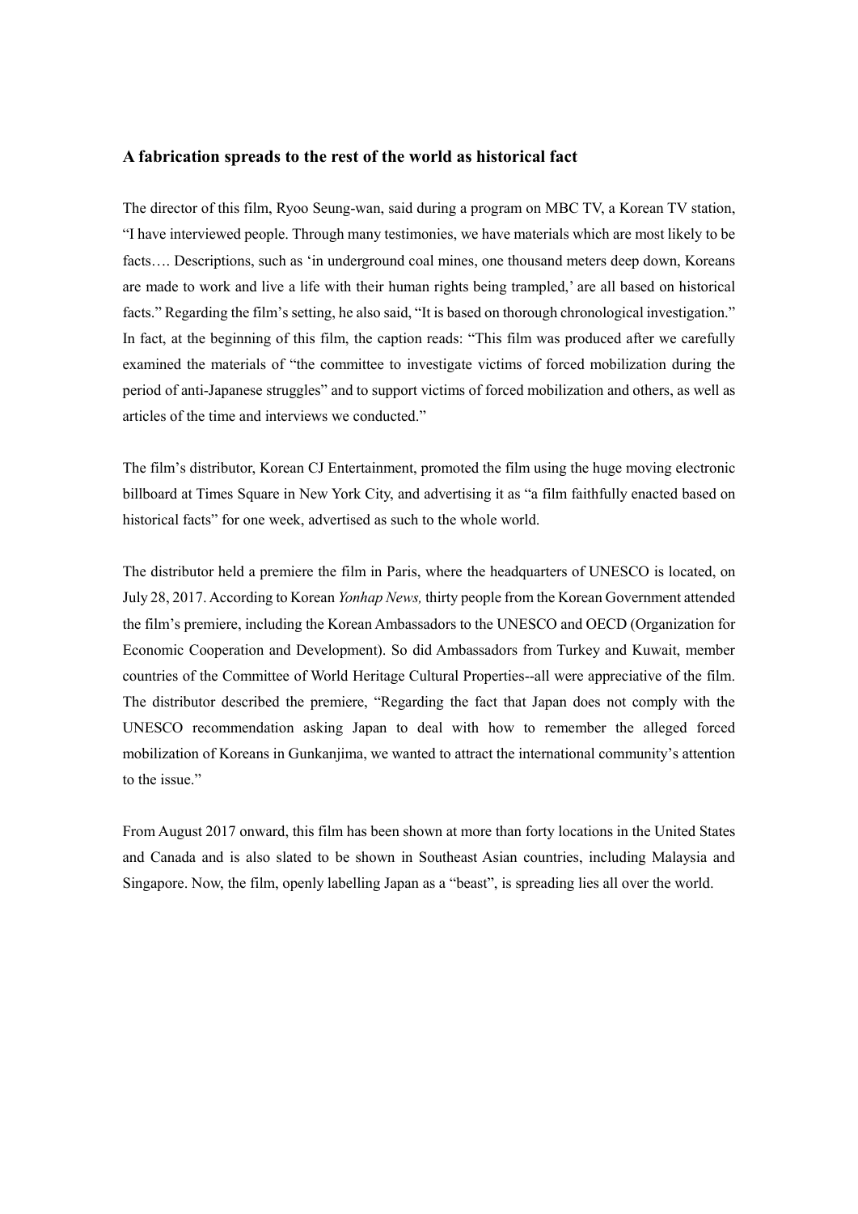### A fabrication spreads to the rest of the world as historical fact

The director of this film, Ryoo Seung-wan, said during a program on MBC TV, a Korean TV station, "I have interviewed people. Through many testimonies, we have materials which are most likely to be facts…. Descriptions, such as 'in underground coal mines, one thousand meters deep down, Koreans are made to work and live a life with their human rights being trampled,' are all based on historical facts." Regarding the film's setting, he also said, "It is based on thorough chronological investigation." In fact, at the beginning of this film, the caption reads: "This film was produced after we carefully examined the materials of "the committee to investigate victims of forced mobilization during the period of anti-Japanese struggles" and to support victims of forced mobilization and others, as well as articles of the time and interviews we conducted."

The film's distributor, Korean CJ Entertainment, promoted the film using the huge moving electronic billboard at Times Square in New York City, and advertising it as "a film faithfully enacted based on historical facts" for one week, advertised as such to the whole world.

The distributor held a premiere the film in Paris, where the headquarters of UNESCO is located, on July 28, 2017. According to Korean *Yonhap News,* thirty people from the Korean Government attended the film's premiere, including the Korean Ambassadors to the UNESCO and OECD (Organization for Economic Cooperation and Development). So did Ambassadors from Turkey and Kuwait, member countries of the Committee of World Heritage Cultural Properties--all were appreciative of the film. The distributor described the premiere, "Regarding the fact that Japan does not comply with the UNESCO recommendation asking Japan to deal with how to remember the alleged forced mobilization of Koreans in Gunkanjima, we wanted to attract the international community's attention to the issue."

From August 2017 onward, this film has been shown at more than forty locations in the United States and Canada and is also slated to be shown in Southeast Asian countries, including Malaysia and Singapore. Now, the film, openly labelling Japan as a "beast", is spreading lies all over the world.